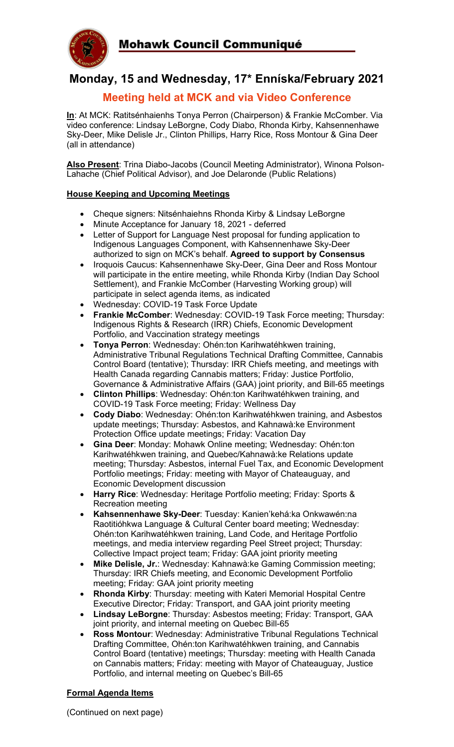# Mohawk Council Communiqué

## Monday, 15 and Wednesday, 17* Enníska/February 2021

### Meeting held at MCK and via Video Conference

**In**: At MCK: Ratitsénhaienhs Tonya Perron (Chairperson) & Frankie McComber. Via video conference: Lindsay LeBorgne, Cody Diabo, Rhonda Kirby, Kahsennenhawe Sky-Deer, Mike Delisle Jr., Clinton Phillips, Harry Rice, Ross Montour & Gina Deer (all in attendance)

**Also Present**: Trina Diabo-Jacobs (Council Meeting Administrator), Winona Polson-Lahache (Chief Political Advisor), and Joe Delaronde (Public Relations)

**House Keeping and Upcoming Meetings**

- Cheque signers: Nitsénhaiehns Rhonda Kirby & Lindsay LeBorgne
- Minute Acceptance for January 18, 2021 - deferred
- Letter of Support for Language Nest proposal for funding application to Indigenous Languages Component, with Kahsennenhawe Sky-Deer authorized to sign on MCK's behalf. **Agreed to support by Consensus**
- Iroquois Caucus: Kahsennenhawe Sky-Deer, Gina Deer and Ross Montour will participate in the entire meeting, while Rhonda Kirby (Indian Day School Settlement), and Frankie McComber (Harvesting Working group) will participate in select agenda items, as indicated
- Wednesday: COVID-19 Task Force Update
- **Frankie McComber**: Wednesday: COVID-19 Task Force meeting; Thursday: Indigenous Rights & Research (IRR) Chiefs, Economic Development Portfolio, and Vaccination strategy meetings
- **Tonya Perron**: Wednesday: Ohén:ton Karihwatéhkwen training, Administrative Tribunal Regulations Technical Drafting Committee, Cannabis Control Board (tentative); Thursday: IRR Chiefs meeting, and meetings with Health Canada regarding Cannabis matters; Friday: Justice Portfolio, Governance & Administrative Affairs (GAA) joint priority, and Bill-65 meetings
- **Clinton Phillips**: Wednesday: Ohén:ton Karihwatéhkwen training, and COVID-19 Task Force meeting; Friday: Wellness Day
- **Cody Diabo**: Wednesday: Ohén:ton Karihwatéhkwen training, and Asbestos update meetings; Thursday: Asbestos, and Kahnawà:ke Environment Protection Office update meetings; Friday: Vacation Day
- **Gina Deer**: Monday: Mohawk Online meeting; Wednesday: Ohén:ton Karihwatéhkwen training, and Quebec/Kahnawà:ke Relations update meeting; Thursday: Asbestos, internal Fuel Tax, and Economic Development Portfolio meetings; Friday: meeting with Mayor of Chateauguay, and Economic Development discussion
- **Harry Rice**: Wednesday: Heritage Portfolio meeting; Friday: Sports & Recreation meeting
- **Kahsennenhawe Sky-Deer**: Tuesday: Kanien'kehá:ka Onkwawén:na Raotitióhkwa Language & Cultural Center board meeting; Wednesday: Ohén:ton Karihwatéhkwen training, Land Code, and Heritage Portfolio meetings, and media interview regarding Peel Street project; Thursday: Collective Impact project team; Friday: GAA joint priority meeting
- **Mike Delisle, Jr.**: Wednesday: Kahnawà:ke Gaming Commission meeting; Thursday: IRR Chiefs meeting, and Economic Development Portfolio meeting; Friday: GAA joint priority meeting
- **Rhonda Kirby**: Thursday: meeting with Kateri Memorial Hospital Centre Executive Director; Friday: Transport, and GAA joint priority meeting
- **Lindsay LeBorgne**: Thursday: Asbestos meeting; Friday: Transport, GAA joint priority, and internal meeting on Quebec Bill-65
- **Ross Montour**: Wednesday: Administrative Tribunal Regulations Technical Drafting Committee, Ohén:ton Karihwatéhkwen training, and Cannabis Control Board (tentative) meetings; Thursday: meeting with Health Canada on Cannabis matters; Friday: meeting with Mayor of Chateauguay, Justice Portfolio, and internal meeting on Quebec's Bill-65

**Formal Agenda Items**

(Continued on next page)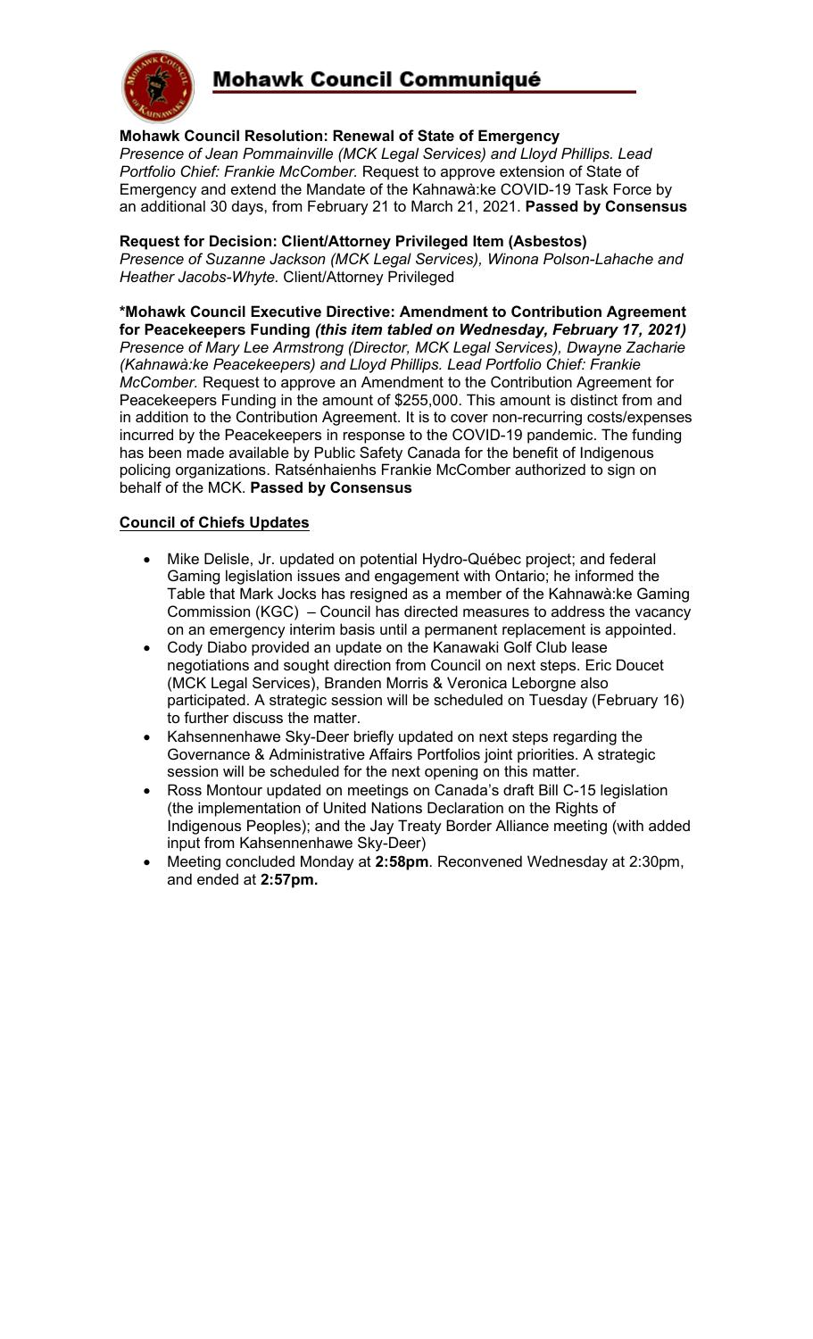# Mohawk Council Communiqué

**Mohawk Council Resolution: Renewal of State of Emergency**
*Presence of Jean Pommainville (MCK Legal Services) and Lloyd Phillips. Lead Portfolio Chief: Frankie McComber.* Request to approve extension of State of Emergency and extend the Mandate of the Kahnawà:ke COVID-19 Task Force by an additional 30 days, from February 21 to March 21, 2021. **Passed by Consensus**

**Request for Decision: Client/Attorney Privileged Item (Asbestos)**
*Presence of Suzanne Jackson (MCK Legal Services), Winona Polson-Lahache and Heather Jacobs-Whyte.* Client/Attorney Privileged

**\*Mohawk Council Executive Directive: Amendment to Contribution Agreement for Peacekeepers Funding** ***(this item tabled on Wednesday, February 17, 2021)***
*Presence of Mary Lee Armstrong (Director, MCK Legal Services), Dwayne Zacharie (Kahnawà:ke Peacekeepers) and Lloyd Phillips. Lead Portfolio Chief: Frankie McComber.* Request to approve an Amendment to the Contribution Agreement for Peacekeepers Funding in the amount of $255,000. This amount is distinct from and in addition to the Contribution Agreement. It is to cover non-recurring costs/expenses incurred by the Peacekeepers in response to the COVID-19 pandemic. The funding has been made available by Public Safety Canada for the benefit of Indigenous policing organizations. Ratsénhaienhs Frankie McComber authorized to sign on behalf of the MCK. **Passed by Consensus**

## Council of Chiefs Updates

- Mike Delisle, Jr. updated on potential Hydro-Québec project; and federal Gaming legislation issues and engagement with Ontario; he informed the Table that Mark Jocks has resigned as a member of the Kahnawà:ke Gaming Commission (KGC) – Council has directed measures to address the vacancy on an emergency interim basis until a permanent replacement is appointed.
- Cody Diabo provided an update on the Kanawaki Golf Club lease negotiations and sought direction from Council on next steps. Eric Doucet (MCK Legal Services), Branden Morris & Veronica Leborgne also participated. A strategic session will be scheduled on Tuesday (February 16) to further discuss the matter.
- Kahsennenhawe Sky-Deer briefly updated on next steps regarding the Governance & Administrative Affairs Portfolios joint priorities. A strategic session will be scheduled for the next opening on this matter.
- Ross Montour updated on meetings on Canada's draft Bill C-15 legislation (the implementation of United Nations Declaration on the Rights of Indigenous Peoples); and the Jay Treaty Border Alliance meeting (with added input from Kahsennenhawe Sky-Deer)
- Meeting concluded Monday at **2:58pm**. Reconvened Wednesday at 2:30pm, and ended at **2:57pm.**